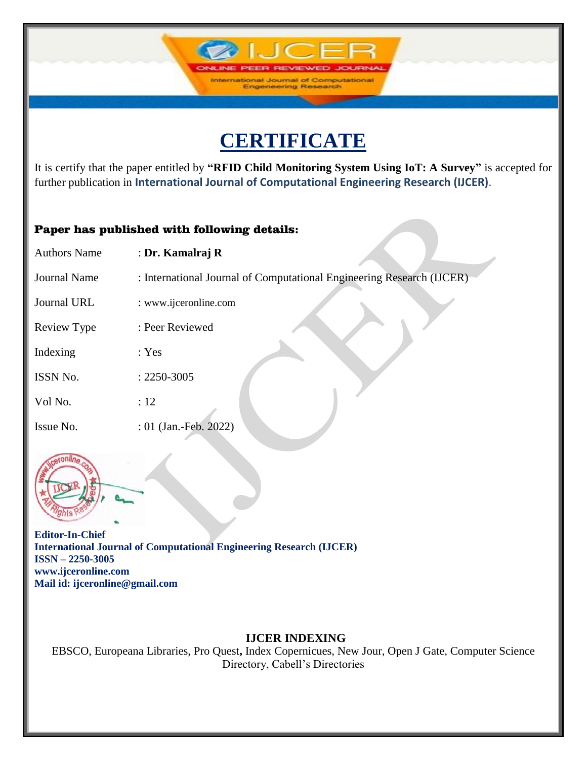IJCER

ONLINE PEER REVIEWED JOURNAL

International Journal of Computational Engeneering Research

# CERTIFICATE

It is certify that the paper entitled by **"RFID Child Monitoring System Using IoT: A Survey"** is accepted for further publication in **International Journal of Computational Engineering Research (IJCER)**.

**Paper has published with following details:**

| | |
|---|---|
| Authors Name | : **Dr. Kamalraj R** |
| Journal Name | : International Journal of Computational Engineering Research (IJCER) |
| Journal URL | : www.ijceronline.com |
| Review Type | : Peer Reviewed |
| Indexing | : Yes |
| ISSN No. | : 2250-3005 |
| Vol No. | : 12 |
| Issue No. | : 01 (Jan.-Feb. 2022) |

**Editor-In-Chief**
**International Journal of Computational Engineering Research (IJCER)**
**ISSN – 2250-3005**
**www.ijceronline.com**
**Mail id: ijceronline@gmail.com**

**IJCER INDEXING**

EBSCO, Europeana Libraries, Pro Quest**,** Index Copernicues, New Jour, Open J Gate, Computer Science Directory, Cabell's Directories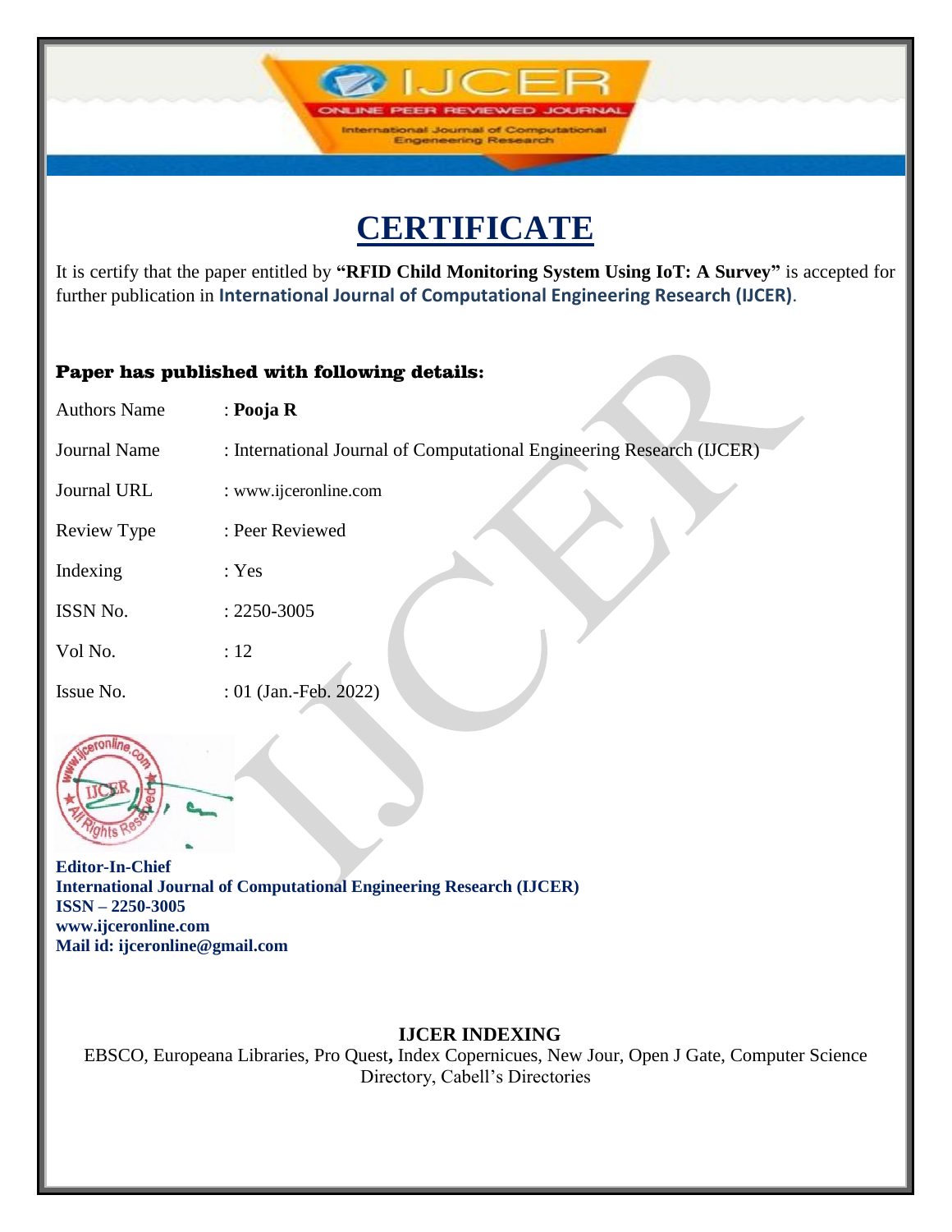# CERTIFICATE

It is certify that the paper entitled by **"RFID Child Monitoring System Using IoT: A Survey"** is accepted for further publication in **International Journal of Computational Engineering Research (IJCER)**.

**Paper has published with following details:**

| | |
|---|---|
| Authors Name | : **Pooja R** |
| Journal Name | : International Journal of Computational Engineering Research (IJCER) |
| Journal URL | : www.ijceronline.com |
| Review Type | : Peer Reviewed |
| Indexing | : Yes |
| ISSN No. | : 2250-3005 |
| Vol No. | : 12 |
| Issue No. | : 01 (Jan.-Feb. 2022) |

**Editor-In-Chief**
**International Journal of Computational Engineering Research (IJCER)**
**ISSN – 2250-3005**
**www.ijceronline.com**
**Mail id: ijceronline@gmail.com**

**IJCER INDEXING**

EBSCO, Europeana Libraries, Pro Quest, Index Copernicues, New Jour, Open J Gate, Computer Science Directory, Cabell's Directories